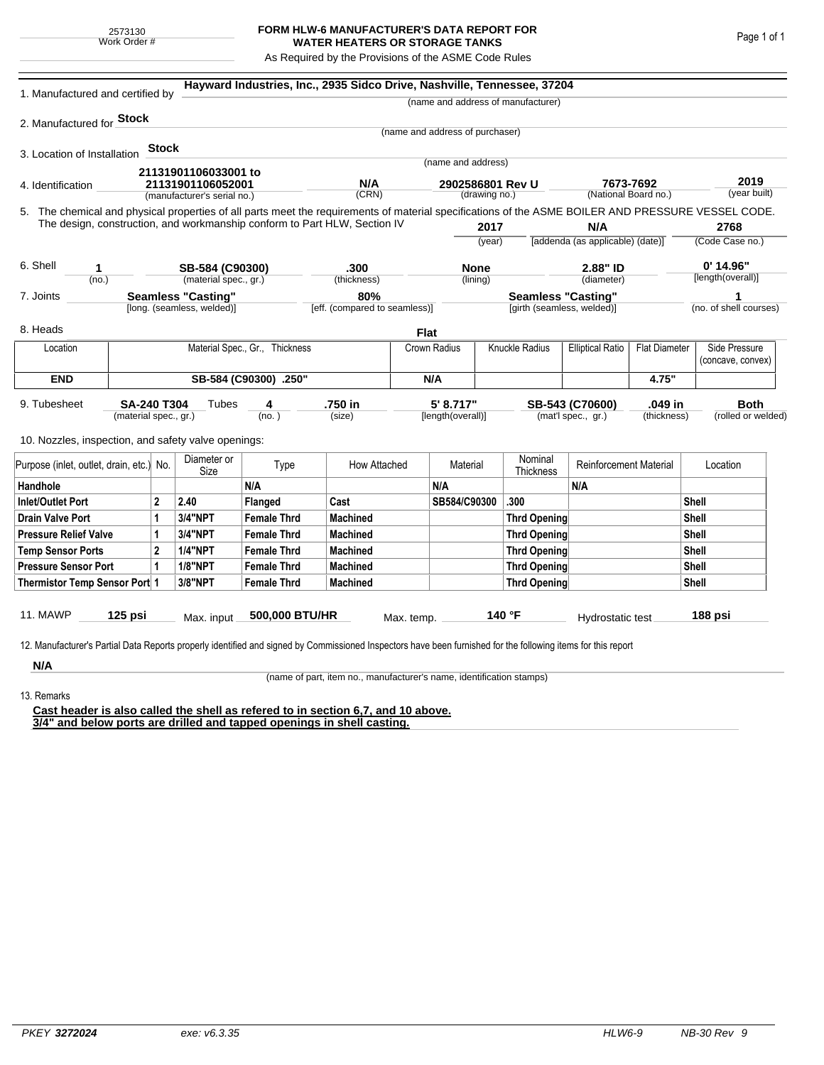2573130
Work Order #

# FORM HLW-6 MANUFACTURER'S DATA REPORT FOR WATER HEATERS OR STORAGE TANKS

As Required by the Provisions of the ASME Code Rules

1. Manufactured and certified by **Hayward Industries, Inc., 2935 Sidco Drive, Nashville, Tennessee, 37204**
(name and address of manufacturer)

2. Manufactured for **Stock**
(name and address of purchaser)

3. Location of Installation **Stock**
(name and address)

4. Identification **21131901106033001 to 21131901106052001** (manufacturer's serial no.) **N/A** (CRN) **2902586801 Rev U** (drawing no.) **7673-7692** (National Board no.) **2019** (year built)

5. The chemical and physical properties of all parts meet the requirements of material specifications of the ASME BOILER AND PRESSURE VESSEL CODE. The design, construction, and workmanship conform to Part HLW, Section IV **2017** (year) **N/A** [addenda (as applicable) (date)] **2768** (Code Case no.)

6. Shell **1** (no.) **SB-584 (C90300)** (material spec., gr.) **.300** (thickness) **None** (lining) **2.88" ID** (diameter) **0' 14.96"** [length(overall)]

7. Joints **Seamless "Casting"** [long. (seamless, welded)] **80%** [eff. (compared to seamless)] **Seamless "Casting"** [girth (seamless, welded)] **1** (no. of shell courses)

8. Heads **Flat**

| Location | Material Spec., Gr., Thickness | Crown Radius | Knuckle Radius | Elliptical Ratio | Flat Diameter | Side Pressure (concave, convex) |
|---|---|---|---|---|---|---|
| **END** | **SB-584 (C90300) .250"** | **N/A** | | | **4.75"** | |

9. Tubesheet **SA-240 T304** (material spec., gr.) Tubes **4** (no.) **.750 in** (size) **5' 8.717"** [length(overall)] **SB-543 (C70600)** (mat'l spec., gr.) **.049 in** (thickness) **Both** (rolled or welded)

10. Nozzles, inspection, and safety valve openings:

| Purpose (inlet, outlet, drain, etc.) | No. | Diameter or Size | Type | How Attached | Material | Nominal Thickness | Reinforcement Material | Location |
|---|---|---|---|---|---|---|---|---|
| **Handhole** | | | **N/A** | | **N/A** | | **N/A** | |
| **Inlet/Outlet Port** | **2** | **2.40** | **Flanged** | **Cast** | **SB584/C90300** | **.300** | | **Shell** |
| **Drain Valve Port** | **1** | **3/4"NPT** | **Female Thrd** | **Machined** | | **Thrd Opening** | | **Shell** |
| **Pressure Relief Valve** | **1** | **3/4"NPT** | **Female Thrd** | **Machined** | | **Thrd Opening** | | **Shell** |
| **Temp Sensor Ports** | **2** | **1/4"NPT** | **Female Thrd** | **Machined** | | **Thrd Opening** | | **Shell** |
| **Pressure Sensor Port** | **1** | **1/8"NPT** | **Female Thrd** | **Machined** | | **Thrd Opening** | | **Shell** |
| **Thermistor Temp Sensor Port** | **1** | **3/8"NPT** | **Female Thrd** | **Machined** | | **Thrd Opening** | | **Shell** |

11. MAWP **125 psi** Max. input **500,000 BTU/HR** Max. temp. **140 °F** Hydrostatic test **188 psi**

12. Manufacturer's Partial Data Reports properly identified and signed by Commissioned Inspectors have been furnished for the following items for this report

**N/A**
(name of part, item no., manufacturer's name, identification stamps)

13. Remarks

**Cast header is also called the shell as refered to in section 6,7, and 10 above.**
**3/4" and below ports are drilled and tapped openings in shell casting.**

PKEY **3272024** exe: v6.3.35 HLW6-9 NB-30 Rev 9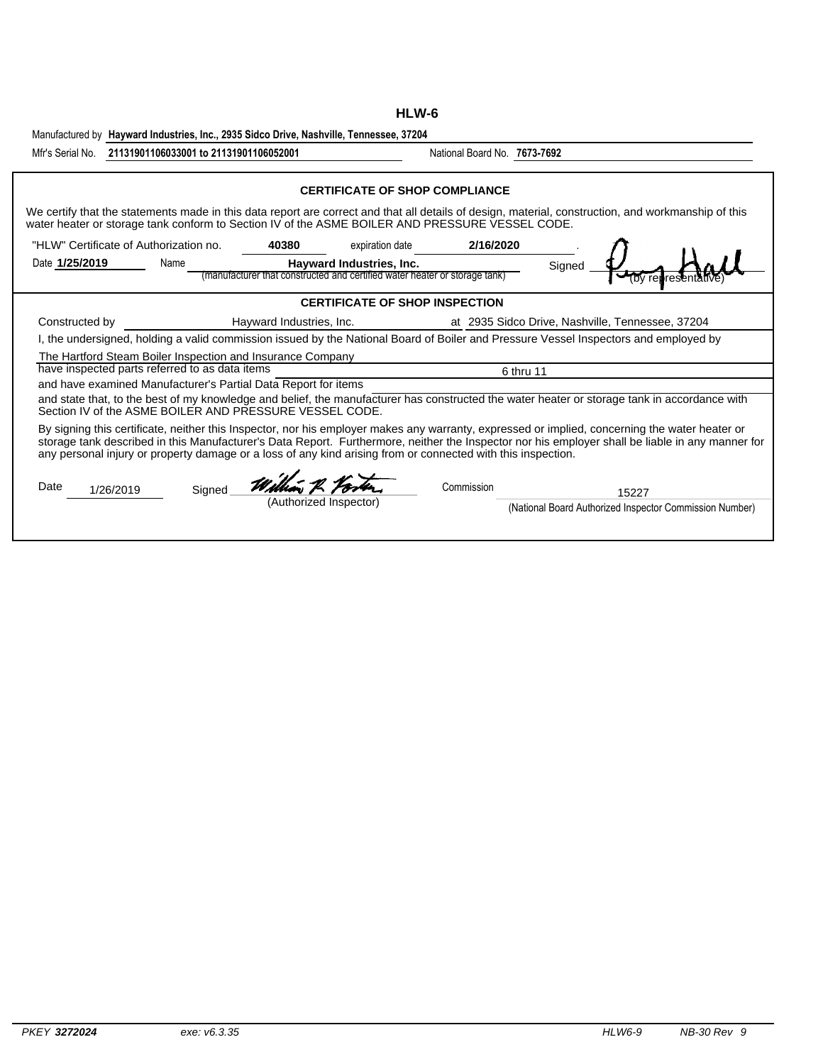# HLW-6

Manufactured by **Hayward Industries, Inc., 2935 Sidco Drive, Nashville, Tennessee, 37204**

Mfr's Serial No. **21131901106033001 to 21131901106052001** National Board No. **7673-7692**

## CERTIFICATE OF SHOP COMPLIANCE

We certify that the statements made in this data report are correct and that all details of design, material, construction, and workmanship of this water heater or storage tank conform to Section IV of the ASME BOILER AND PRESSURE VESSEL CODE.

"HLW" Certificate of Authorization no. **40380** expiration date **2/16/2020**.

Date **1/25/2019** Name **Hayward Industries, Inc.** (manufacturer that constructed and certified water heater or storage tank) Signed Perry Hall (by representative)

## CERTIFICATE OF SHOP INSPECTION

Constructed by Hayward Industries, Inc. at 2935 Sidco Drive, Nashville, Tennessee, 37204

I, the undersigned, holding a valid commission issued by the National Board of Boiler and Pressure Vessel Inspectors and employed by The Hartford Steam Boiler Inspection and Insurance Company have inspected parts referred to as data items 6 thru 11 and have examined Manufacturer's Partial Data Report for items and state that, to the best of my knowledge and belief, the manufacturer has constructed the water heater or storage tank in accordance with Section IV of the ASME BOILER AND PRESSURE VESSEL CODE.

By signing this certificate, neither this Inspector, nor his employer makes any warranty, expressed or implied, concerning the water heater or storage tank described in this Manufacturer's Data Report. Furthermore, neither the Inspector nor his employer shall be liable in any manner for any personal injury or property damage or a loss of any kind arising from or connected with this inspection.

Date 1/26/2019 Signed William R. Foster (Authorized Inspector) Commission 15227 (National Board Authorized Inspector Commission Number)

PKEY 3272024 exe: v6.3.35 HLW6-9 NB-30 Rev 9